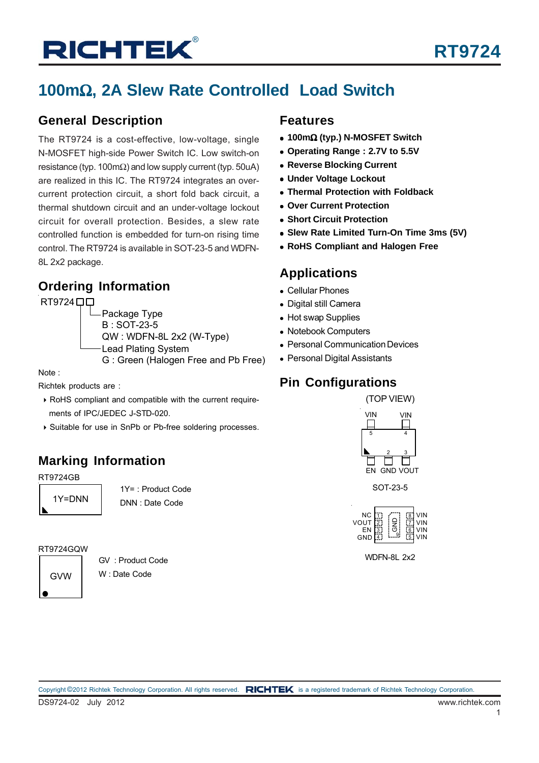# RICHTEK RT9724

# 100mΩ, 2A Slew Rate Controlled Load Switch

## General Description

The RT9724 is a cost-effective, low-voltage, single N-MOSFET high-side Power Switch IC. Low switch-on resistance (typ. 100mΩ) and low supply current (typ. 50uA) are realized in this IC. The RT9724 integrates an over-current protection circuit, a short fold back circuit, a thermal shutdown circuit and an under-voltage lockout circuit for overall protection. Besides, a slew rate controlled function is embedded for turn-on rising time control. The RT9724 is available in SOT-23-5 and WDFN-8L 2x2 package.

## Ordering Information

RT9724□□

- Package Type
  - B : SOT-23-5
  - QW : WDFN-8L 2x2 (W-Type)
- Lead Plating System
  - G : Green (Halogen Free and Pb Free)

Note :

Richtek products are :

- RoHS compliant and compatible with the current requirements of IPC/JEDEC J-STD-020.
- Suitable for use in SnPb or Pb-free soldering processes.

## Marking Information

RT9724GB

1Y=DNN

1Y= : Product Code
DNN : Date Code

RT9724GQW

GVW

GV : Product Code
W : Date Code

## Features

- **100mΩ (typ.) N-MOSFET Switch**
- **Operating Range : 2.7V to 5.5V**
- **Reverse Blocking Current**
- **Under Voltage Lockout**
- **Thermal Protection with Foldback**
- **Over Current Protection**
- **Short Circuit Protection**
- **Slew Rate Limited Turn-On Time 3ms (5V)**
- **RoHS Compliant and Halogen Free**

## Applications

- Cellular Phones
- Digital still Camera
- Hot swap Supplies
- Notebook Computers
- Personal Communication Devices
- Personal Digital Assistants

## Pin Configurations

(TOP VIEW)

VIN (5), VIN (4)

EN (1), GND (2), VOUT (3)

SOT-23-5

NC (1), VOUT (2), EN (3), GND (4), GND (9), VIN (5), VIN (6), VIN (7), VIN (8)

WDFN-8L 2x2

Copyright ©2012 Richtek Technology Corporation. All rights reserved. RICHTEK is a registered trademark of Richtek Technology Corporation.

DS9724-02 July 2012

www.richtek.com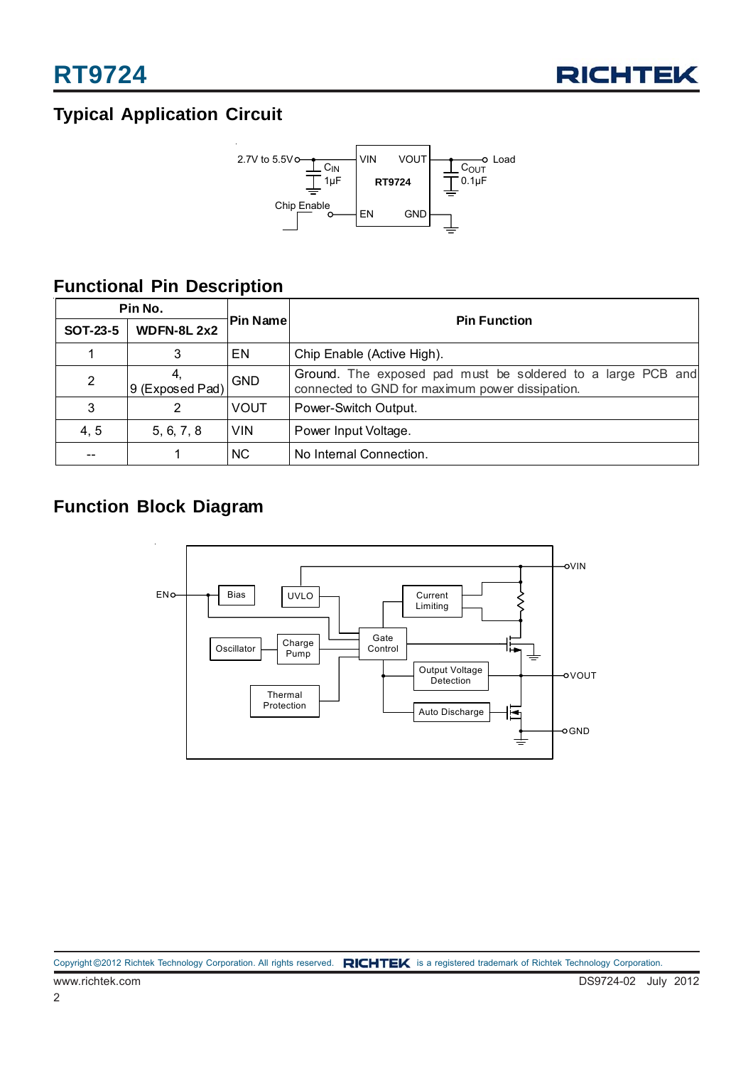## Typical Application Circuit

## Functional Pin Description

| Pin No. | | Pin Name | Pin Function |
|---|---|---|---|
| SOT-23-5 | WDFN-8L 2x2 | | |
| 1 | 3 | EN | Chip Enable (Active High). |
| 2 | 4, 9 (Exposed Pad) | GND | Ground. The exposed pad must be soldered to a large PCB and connected to GND for maximum power dissipation. |
| 3 | 2 | VOUT | Power-Switch Output. |
| 4, 5 | 5, 6, 7, 8 | VIN | Power Input Voltage. |
| -- | 1 | NC | No Internal Connection. |

## Function Block Diagram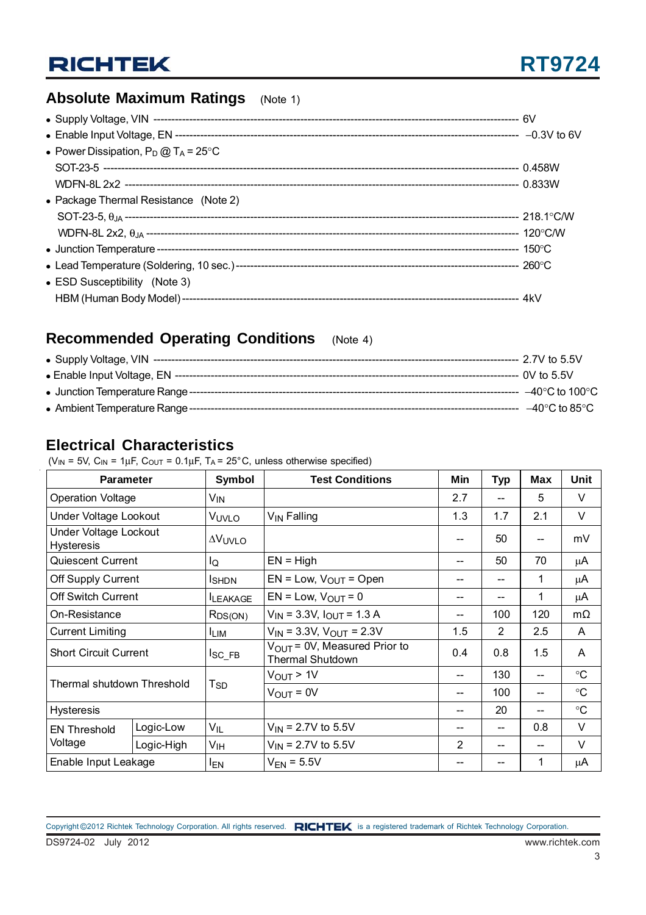## Absolute Maximum Ratings (Note 1)

- Supply Voltage, VIN ------------------------------------------------------------------------------------------------ 6V
- Enable Input Voltage, EN ------------------------------------------------------------------------------------------ −0.3V to 6V
- Power Dissipation, $P_D$ @ $T_A$ = 25°C
  - SOT-23-5 ------------------------------------------------------------------------------------------------------ 0.458W
  - WDFN-8L 2x2 ---------------------------------------------------------------------------------------------------- 0.833W
- Package Thermal Resistance (Note 2)
  - SOT-23-5, $\theta_{JA}$ ------------------------------------------------------------------------------------------ 218.1°C/W
  - WDFN-8L 2x2, $\theta_{JA}$ --------------------------------------------------------------------------------------- 120°C/W
- Junction Temperature ---------------------------------------------------------------------------------------------- 150°C
- Lead Temperature (Soldering, 10 sec.) ----------------------------------------------------------------------------- 260°C
- ESD Susceptibility (Note 3)
  - HBM (Human Body Model) ------------------------------------------------------------------------------------------ 4kV

## Recommended Operating Conditions (Note 4)

- Supply Voltage, VIN ------------------------------------------------------------------------------------------------ 2.7V to 5.5V
- Enable Input Voltage, EN ------------------------------------------------------------------------------------------ 0V to 5.5V
- Junction Temperature Range ---------------------------------------------------------------------------------------- −40°C to 100°C
- Ambient Temperature Range ----------------------------------------------------------------------------------------- −40°C to 85°C

## Electrical Characteristics

($V_{IN}$ = 5V, $C_{IN}$ = 1μF, $C_{OUT}$ = 0.1μF, $T_A$ = 25°C, unless otherwise specified)

| Parameter | | Symbol | Test Conditions | Min | Typ | Max | Unit |
|---|---|---|---|---|---|---|---|
| Operation Voltage | | $V_{IN}$ | | 2.7 | -- | 5 | V |
| Under Voltage Lookout | | $V_{UVLO}$ | $V_{IN}$ Falling | 1.3 | 1.7 | 2.1 | V |
| Under Voltage Lockout Hysteresis | | $\Delta V_{UVLO}$ | | -- | 50 | -- | mV |
| Quiescent Current | | $I_Q$ | EN = High | -- | 50 | 70 | μA |
| Off Supply Current | | $I_{SHDN}$ | EN = Low, $V_{OUT}$ = Open | -- | -- | 1 | μA |
| Off Switch Current | | $I_{LEAKAGE}$ | EN = Low, $V_{OUT}$ = 0 | -- | -- | 1 | μA |
| On-Resistance | | $R_{DS(ON)}$ | $V_{IN}$ = 3.3V, $I_{OUT}$ = 1.3 A | -- | 100 | 120 | mΩ |
| Current Limiting | | $I_{LIM}$ | $V_{IN}$ = 3.3V, $V_{OUT}$ = 2.3V | 1.5 | 2 | 2.5 | A |
| Short Circuit Current | | $I_{SC\_FB}$ | $V_{OUT}$ = 0V, Measured Prior to Thermal Shutdown | 0.4 | 0.8 | 1.5 | A |
| Thermal shutdown Threshold | | $T_{SD}$ | $V_{OUT}$ > 1V | -- | 130 | -- | °C |
| | | | $V_{OUT}$ = 0V | -- | 100 | -- | °C |
| Hysteresis | | | | -- | 20 | -- | °C |
| EN Threshold Voltage | Logic-Low | $V_{IL}$ | $V_{IN}$ = 2.7V to 5.5V | -- | -- | 0.8 | V |
| | Logic-High | $V_{IH}$ | $V_{IN}$ = 2.7V to 5.5V | 2 | -- | -- | V |
| Enable Input Leakage | | $I_{EN}$ | $V_{EN}$ = 5.5V | -- | -- | 1 | μA |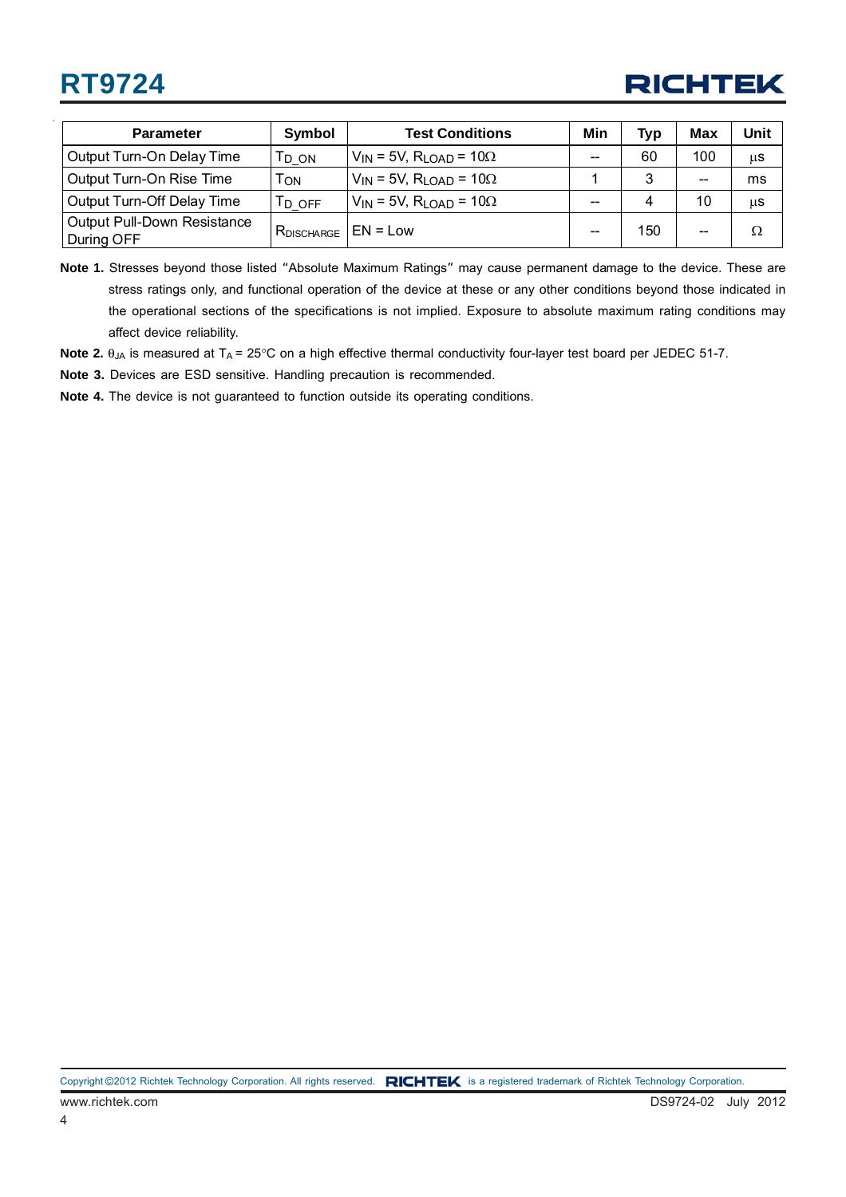| Parameter | Symbol | Test Conditions | Min | Typ | Max | Unit |
|---|---|---|---|---|---|---|
| Output Turn-On Delay Time | $T_{D\_ON}$ | $V_{IN}$ = 5V, $R_{LOAD}$ = 10Ω | -- | 60 | 100 | μs |
| Output Turn-On Rise Time | $T_{ON}$ | $V_{IN}$ = 5V, $R_{LOAD}$ = 10Ω | 1 | 3 | -- | ms |
| Output Turn-Off Delay Time | $T_{D\_OFF}$ | $V_{IN}$ = 5V, $R_{LOAD}$ = 10Ω | -- | 4 | 10 | μs |
| Output Pull-Down Resistance During OFF | $R_{DISCHARGE}$ | EN = Low | -- | 150 | -- | Ω |

**Note 1.** Stresses beyond those listed "Absolute Maximum Ratings" may cause permanent damage to the device. These are stress ratings only, and functional operation of the device at these or any other conditions beyond those indicated in the operational sections of the specifications is not implied. Exposure to absolute maximum rating conditions may affect device reliability.

**Note 2.** $\theta_{JA}$ is measured at $T_A$ = 25°C on a high effective thermal conductivity four-layer test board per JEDEC 51-7.

**Note 3.** Devices are ESD sensitive. Handling precaution is recommended.

**Note 4.** The device is not guaranteed to function outside its operating conditions.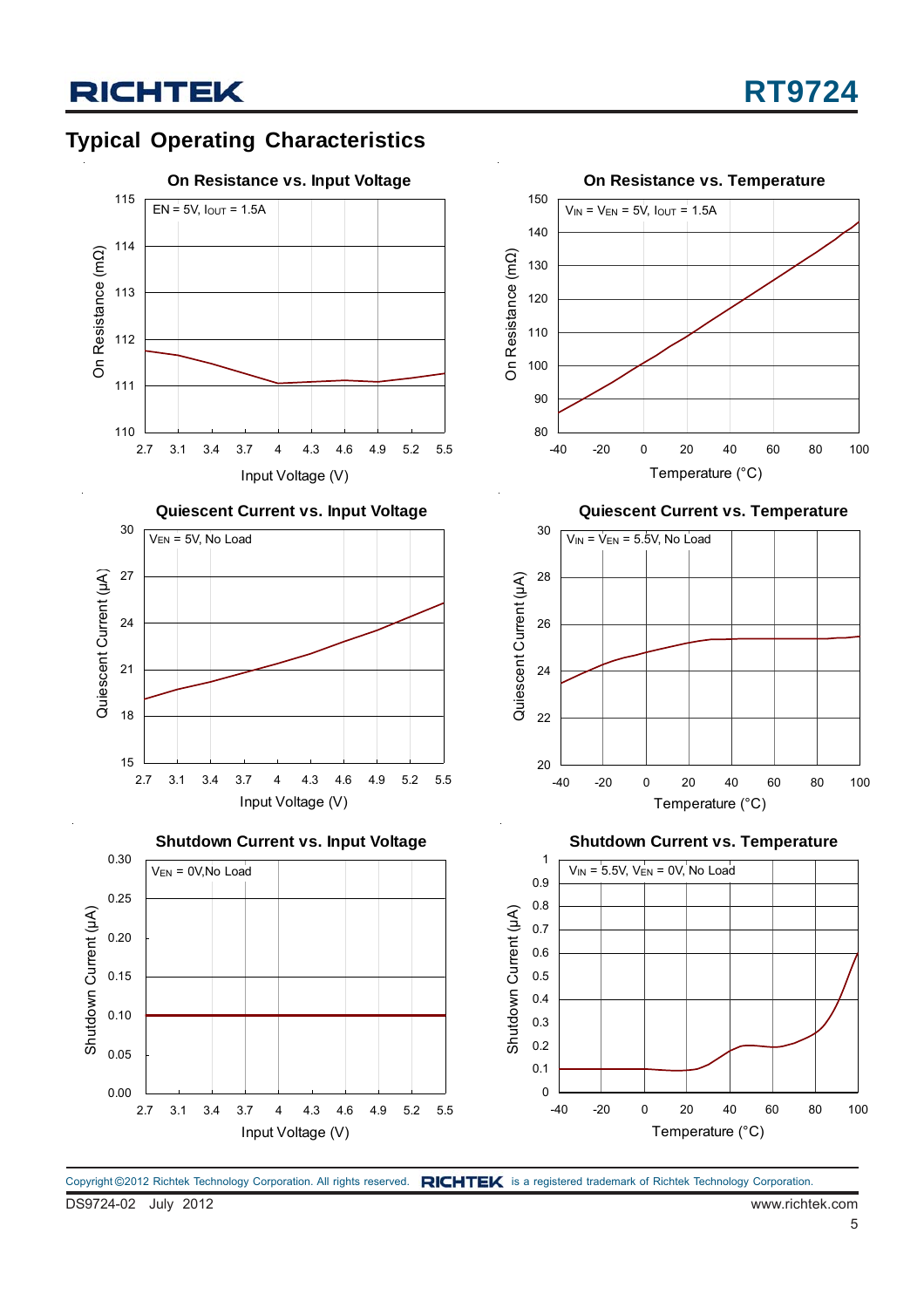## Typical Operating Characteristics

**On Resistance vs. Input Voltage**

EN = 5V, $I_{OUT}$ = 1.5A

On Resistance (mΩ) vs. Input Voltage (V)

**On Resistance vs. Temperature**

$V_{IN}$ = $V_{EN}$ = 5V, $I_{OUT}$ = 1.5A

On Resistance (mΩ) vs. Temperature (°C)

**Quiescent Current vs. Input Voltage**

$V_{EN}$ = 5V, No Load

Quiescent Current (μA) vs. Input Voltage (V)

**Quiescent Current vs. Temperature**

$V_{IN}$ = $V_{EN}$ = 5.5V, No Load

Quiescent Current (μA) vs. Temperature (°C)

**Shutdown Current vs. Input Voltage**

$V_{EN}$ = 0V, No Load

Shutdown Current (μA) vs. Input Voltage (V)

**Shutdown Current vs. Temperature**

$V_{IN}$ = 5.5V, $V_{EN}$ = 0V, No Load

Shutdown Current (μA) vs. Temperature (°C)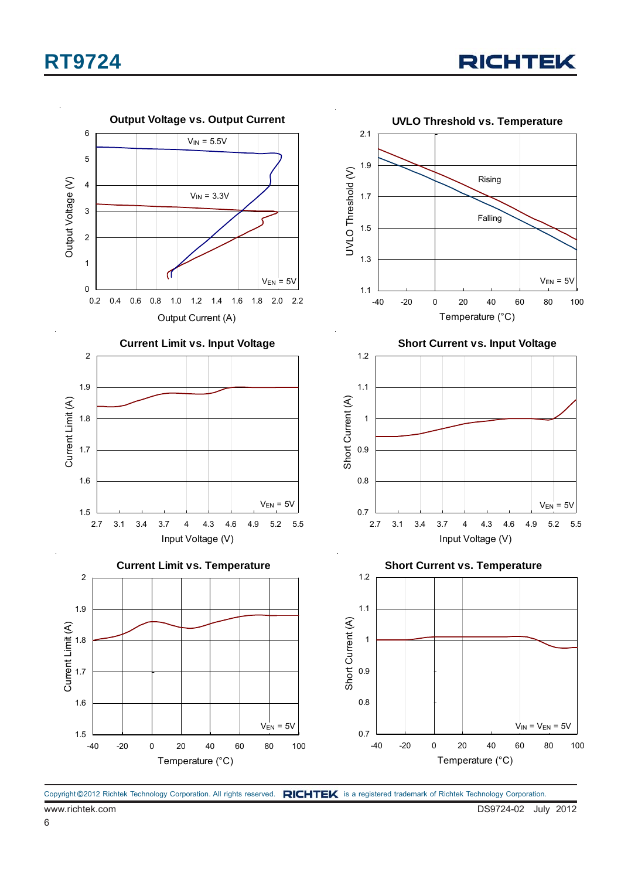Output Voltage vs. Output Current

$V_{IN}$ = 5.5V

$V_{IN}$ = 3.3V

$V_{EN}$ = 5V

Output Voltage (V)

Output Current (A)

UVLO Threshold vs. Temperature

Rising

Falling

$V_{EN}$ = 5V

UVLO Threshold (V)

Temperature (°C)

Current Limit vs. Input Voltage

$V_{EN}$ = 5V

Current Limit (A)

Input Voltage (V)

Short Current vs. Input Voltage

$V_{EN}$ = 5V

Short Current (A)

Input Voltage (V)

Current Limit vs. Temperature

$V_{EN}$ = 5V

Current Limit (A)

Temperature (°C)

Short Current vs. Temperature

$V_{IN}$ = $V_{EN}$ = 5V

Short Current (A)

Temperature (°C)

Copyright ©2012 Richtek Technology Corporation. All rights reserved. RICHTEK is a registered trademark of Richtek Technology Corporation.

www.richtek.com DS9724-02 July 2012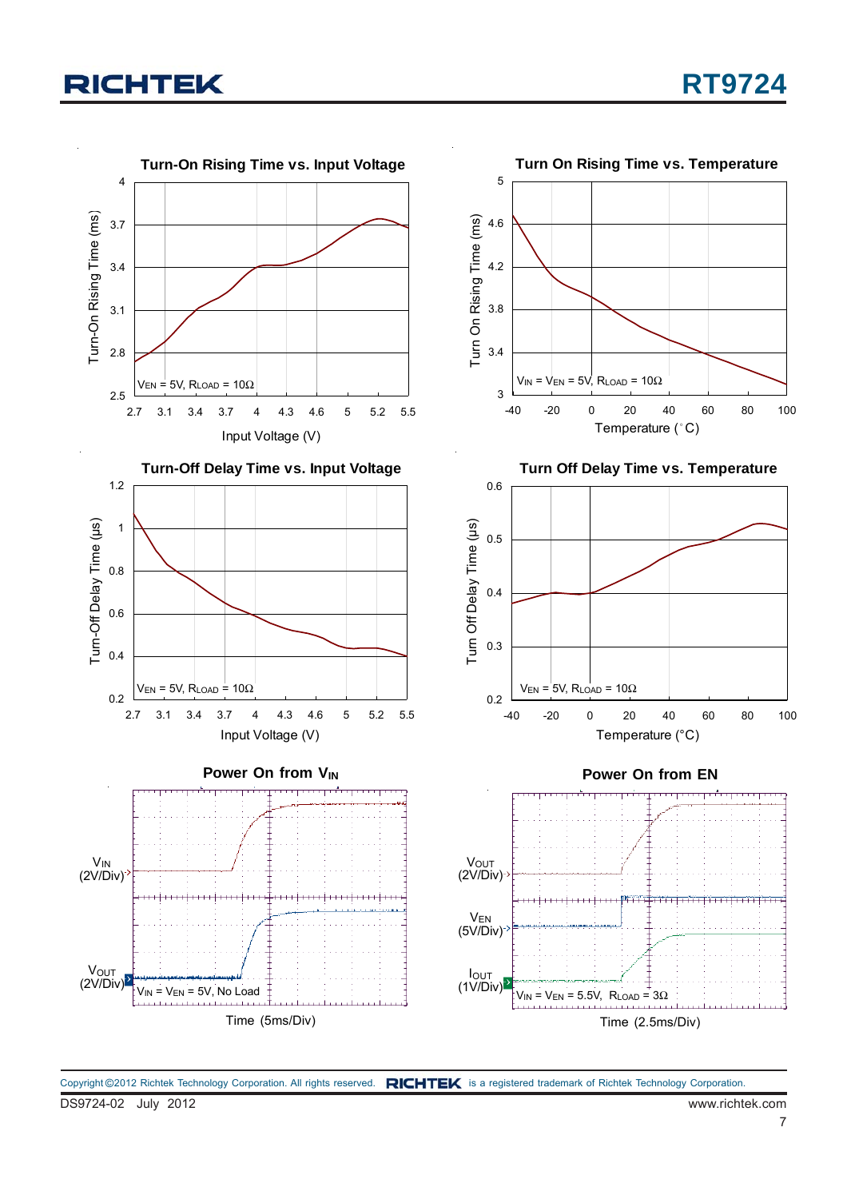**Turn-On Rising Time vs. Input Voltage**

Turn-On Rising Time (ms)

$V_{EN}$ = 5V, $R_{LOAD}$ = 10Ω

Input Voltage (V)

**Turn On Rising Time vs. Temperature**

Turn On Rising Time (ms)

$V_{IN}$ = $V_{EN}$ = 5V, $R_{LOAD}$ = 10Ω

Temperature (°C)

**Turn-Off Delay Time vs. Input Voltage**

Turn-Off Delay Time (μs)

$V_{EN}$ = 5V, $R_{LOAD}$ = 10Ω

Input Voltage (V)

**Turn Off Delay Time vs. Temperature**

Turn Off Delay Time (μs)

$V_{EN}$ = 5V, $R_{LOAD}$ = 10Ω

Temperature (°C)

**Power On from $V_{IN}$**

$V_{IN}$ (2V/Div)

$V_{OUT}$ (2V/Div)

$V_{IN}$ = $V_{EN}$ = 5V, No Load

Time (5ms/Div)

**Power On from EN**

$V_{OUT}$ (2V/Div)

$V_{EN}$ (5V/Div)

$I_{OUT}$ (1V/Div)

$V_{IN}$ = $V_{EN}$ = 5.5V, $R_{LOAD}$ = 3Ω

Time (2.5ms/Div)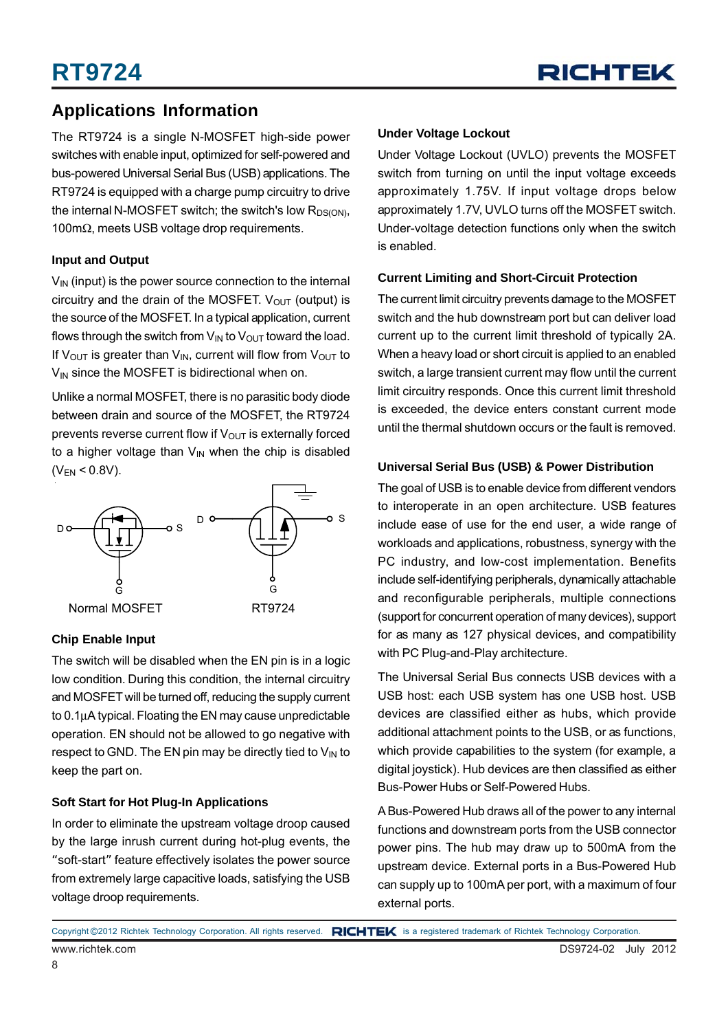## Applications Information

The RT9724 is a single N-MOSFET high-side power switches with enable input, optimized for self-powered and bus-powered Universal Serial Bus (USB) applications. The RT9724 is equipped with a charge pump circuitry to drive the internal N-MOSFET switch; the switch's low $R_{DS(ON)}$, 100mΩ, meets USB voltage drop requirements.

### Input and Output

$V_{IN}$ (input) is the power source connection to the internal circuitry and the drain of the MOSFET. $V_{OUT}$ (output) is the source of the MOSFET. In a typical application, current flows through the switch from $V_{IN}$ to $V_{OUT}$ toward the load. If $V_{OUT}$ is greater than $V_{IN}$, current will flow from $V_{OUT}$ to $V_{IN}$ since the MOSFET is bidirectional when on.

Unlike a normal MOSFET, there is no parasitic body diode between drain and source of the MOSFET, the RT9724 prevents reverse current flow if $V_{OUT}$ is externally forced to a higher voltage than $V_{IN}$ when the chip is disabled ($V_{EN}$ < 0.8V).

Normal MOSFET　　　　RT9724

### Chip Enable Input

The switch will be disabled when the EN pin is in a logic low condition. During this condition, the internal circuitry and MOSFET will be turned off, reducing the supply current to 0.1μA typical. Floating the EN may cause unpredictable operation. EN should not be allowed to go negative with respect to GND. The EN pin may be directly tied to $V_{IN}$ to keep the part on.

### Soft Start for Hot Plug-In Applications

In order to eliminate the upstream voltage droop caused by the large inrush current during hot-plug events, the "soft-start" feature effectively isolates the power source from extremely large capacitive loads, satisfying the USB voltage droop requirements.

### Under Voltage Lockout

Under Voltage Lockout (UVLO) prevents the MOSFET switch from turning on until the input voltage exceeds approximately 1.75V. If input voltage drops below approximately 1.7V, UVLO turns off the MOSFET switch. Under-voltage detection functions only when the switch is enabled.

### Current Limiting and Short-Circuit Protection

The current limit circuitry prevents damage to the MOSFET switch and the hub downstream port but can deliver load current up to the current limit threshold of typically 2A. When a heavy load or short circuit is applied to an enabled switch, a large transient current may flow until the current limit circuitry responds. Once this current limit threshold is exceeded, the device enters constant current mode until the thermal shutdown occurs or the fault is removed.

### Universal Serial Bus (USB) & Power Distribution

The goal of USB is to enable device from different vendors to interoperate in an open architecture. USB features include ease of use for the end user, a wide range of workloads and applications, robustness, synergy with the PC industry, and low-cost implementation. Benefits include self-identifying peripherals, dynamically attachable and reconfigurable peripherals, multiple connections (support for concurrent operation of many devices), support for as many as 127 physical devices, and compatibility with PC Plug-and-Play architecture.

The Universal Serial Bus connects USB devices with a USB host: each USB system has one USB host. USB devices are classified either as hubs, which provide additional attachment points to the USB, or as functions, which provide capabilities to the system (for example, a digital joystick). Hub devices are then classified as either Bus-Power Hubs or Self-Powered Hubs.

A Bus-Powered Hub draws all of the power to any internal functions and downstream ports from the USB connector power pins. The hub may draw up to 500mA from the upstream device. External ports in a Bus-Powered Hub can supply up to 100mA per port, with a maximum of four external ports.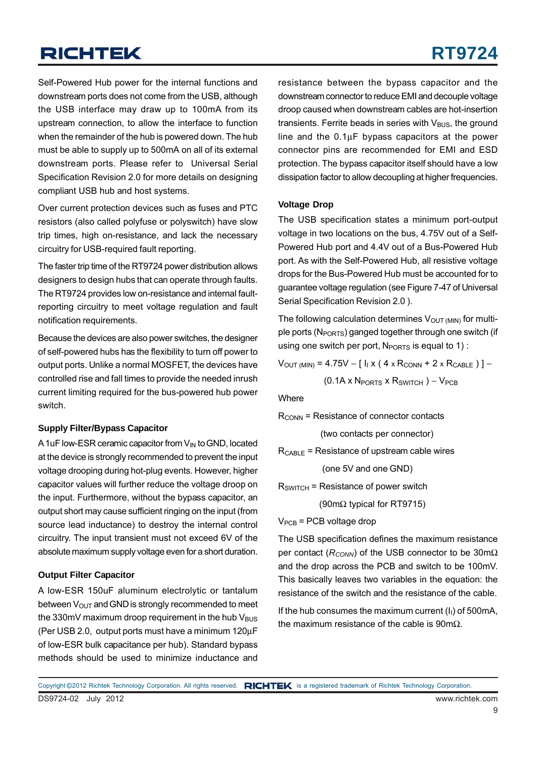Self-Powered Hub power for the internal functions and downstream ports does not come from the USB, although the USB interface may draw up to 100mA from its upstream connection, to allow the interface to function when the remainder of the hub is powered down. The hub must be able to supply up to 500mA on all of its external downstream ports. Please refer to Universal Serial Specification Revision 2.0 for more details on designing compliant USB hub and host systems.

Over current protection devices such as fuses and PTC resistors (also called polyfuse or polyswitch) have slow trip times, high on-resistance, and lack the necessary circuitry for USB-required fault reporting.

The faster trip time of the RT9724 power distribution allows designers to design hubs that can operate through faults. The RT9724 provides low on-resistance and internal fault-reporting circuitry to meet voltage regulation and fault notification requirements.

Because the devices are also power switches, the designer of self-powered hubs has the flexibility to turn off power to output ports. Unlike a normal MOSFET, the devices have controlled rise and fall times to provide the needed inrush current limiting required for the bus-powered hub power switch.

### Supply Filter/Bypass Capacitor

A 1uF low-ESR ceramic capacitor from $V_{IN}$ to GND, located at the device is strongly recommended to prevent the input voltage drooping during hot-plug events. However, higher capacitor values will further reduce the voltage droop on the input. Furthermore, without the bypass capacitor, an output short may cause sufficient ringing on the input (from source lead inductance) to destroy the internal control circuitry. The input transient must not exceed 6V of the absolute maximum supply voltage even for a short duration.

### Output Filter Capacitor

A low-ESR 150uF aluminum electrolytic or tantalum between $V_{OUT}$ and GND is strongly recommended to meet the 330mV maximum droop requirement in the hub $V_{BUS}$ (Per USB 2.0, output ports must have a minimum 120μF of low-ESR bulk capacitance per hub). Standard bypass methods should be used to minimize inductance and resistance between the bypass capacitor and the downstream connector to reduce EMI and decouple voltage droop caused when downstream cables are hot-insertion transients. Ferrite beads in series with $V_{BUS}$, the ground line and the 0.1μF bypass capacitors at the power connector pins are recommended for EMI and ESD protection. The bypass capacitor itself should have a low dissipation factor to allow decoupling at higher frequencies.

### Voltage Drop

The USB specification states a minimum port-output voltage in two locations on the bus, 4.75V out of a Self-Powered Hub port and 4.4V out of a Bus-Powered Hub port. As with the Self-Powered Hub, all resistive voltage drops for the Bus-Powered Hub must be accounted for to guarantee voltage regulation (see Figure 7-47 of Universal Serial Specification Revision 2.0 ).

The following calculation determines $V_{OUT\,(MIN)}$ for multiple ports ($N_{PORTS}$) ganged together through one switch (if using one switch per port, $N_{PORTS}$ is equal to 1) :

$$V_{OUT\,(MIN)} = 4.75V - [\, I_I \times (\, 4 \times R_{CONN} + 2 \times R_{CABLE}\,)\,] - (0.1A \times N_{PORTS} \times R_{SWITCH}\,) - V_{PCB}$$

Where

$R_{CONN}$ = Resistance of connector contacts (two contacts per connector)

$R_{CABLE}$ = Resistance of upstream cable wires (one 5V and one GND)

$R_{SWITCH}$ = Resistance of power switch (90mΩ typical for RT9715)

$V_{PCB}$ = PCB voltage drop

The USB specification defines the maximum resistance per contact ($R_{CONN}$) of the USB connector to be 30mΩ and the drop across the PCB and switch to be 100mV. This basically leaves two variables in the equation: the resistance of the switch and the resistance of the cable.

If the hub consumes the maximum current ($I_I$) of 500mA, the maximum resistance of the cable is 90mΩ.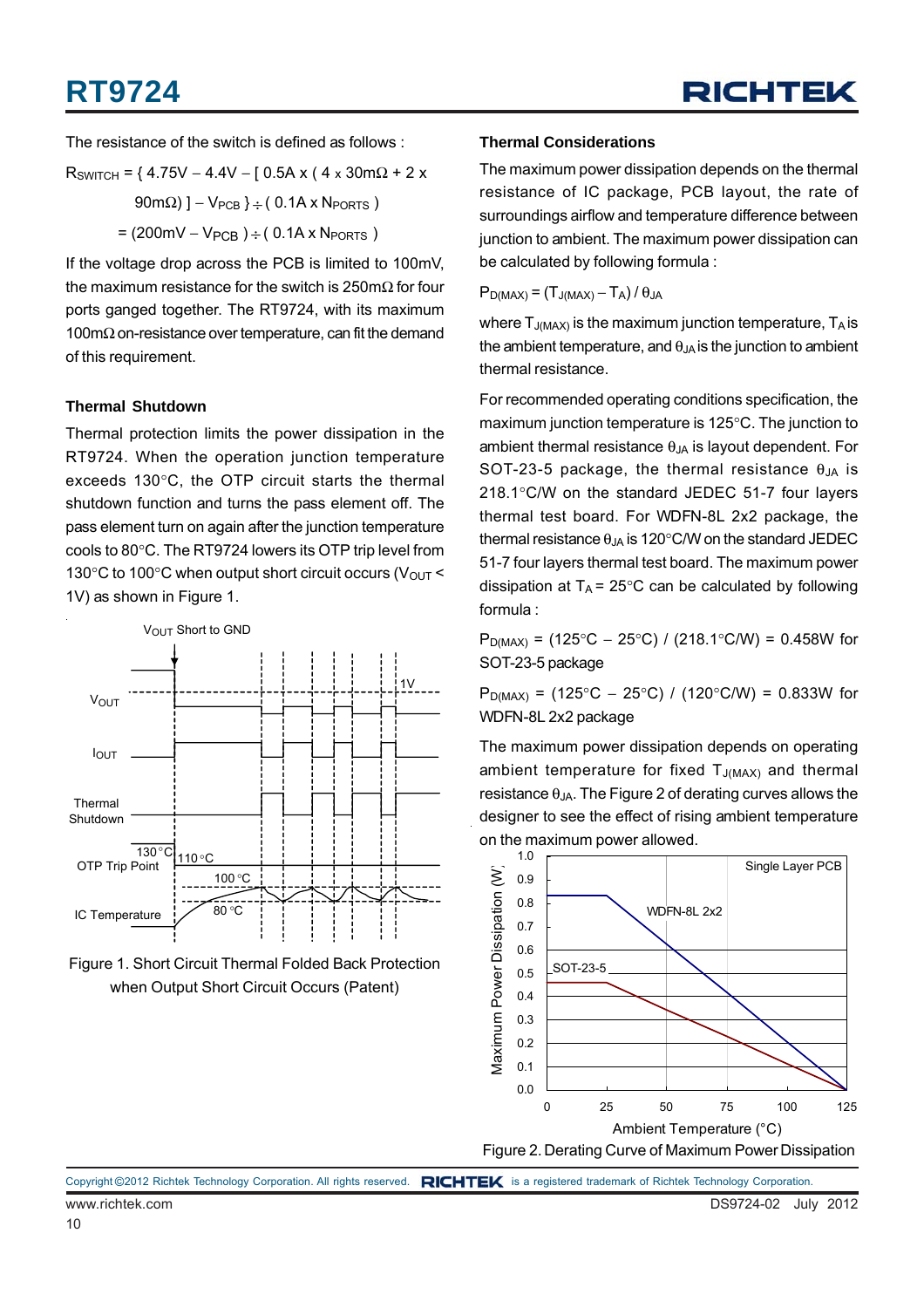The resistance of the switch is defined as follows :

$$R_{SWITCH} = \{ 4.75V - 4.4V - [ 0.5A \times ( 4 \times 30m\Omega + 2 \times 90m\Omega ) ] - V_{PCB} \} \div ( 0.1A \times N_{PORTS} )$$

$$= (200mV - V_{PCB} ) \div ( 0.1A \times N_{PORTS} )$$

If the voltage drop across the PCB is limited to 100mV, the maximum resistance for the switch is 250mΩ for four ports ganged together. The RT9724, with its maximum 100mΩ on-resistance over temperature, can fit the demand of this requirement.

### Thermal Shutdown

Thermal protection limits the power dissipation in the RT9724. When the operation junction temperature exceeds 130°C, the OTP circuit starts the thermal shutdown function and turns the pass element off. The pass element turn on again after the junction temperature cools to 80°C. The RT9724 lowers its OTP trip level from 130°C to 100°C when output short circuit occurs ($V_{OUT}$ < 1V) as shown in Figure 1.

Figure 1. Short Circuit Thermal Folded Back Protection when Output Short Circuit Occurs (Patent)

### Thermal Considerations

The maximum power dissipation depends on the thermal resistance of IC package, PCB layout, the rate of surroundings airflow and temperature difference between junction to ambient. The maximum power dissipation can be calculated by following formula :

$$P_{D(MAX)} = (T_{J(MAX)} - T_A) / \theta_{JA}$$

where $T_{J(MAX)}$ is the maximum junction temperature, $T_A$ is the ambient temperature, and $\theta_{JA}$ is the junction to ambient thermal resistance.

For recommended operating conditions specification, the maximum junction temperature is 125°C. The junction to ambient thermal resistance $\theta_{JA}$ is layout dependent. For SOT-23-5 package, the thermal resistance $\theta_{JA}$ is 218.1°C/W on the standard JEDEC 51-7 four layers thermal test board. For WDFN-8L 2x2 package, the thermal resistance $\theta_{JA}$ is 120°C/W on the standard JEDEC 51-7 four layers thermal test board. The maximum power dissipation at $T_A$ = 25°C can be calculated by following formula :

$P_{D(MAX)}$ = (125°C − 25°C) / (218.1°C/W) = 0.458W for SOT-23-5 package

$P_{D(MAX)}$ = (125°C − 25°C) / (120°C/W) = 0.833W for WDFN-8L 2x2 package

The maximum power dissipation depends on operating ambient temperature for fixed $T_{J(MAX)}$ and thermal resistance $\theta_{JA}$. The Figure 2 of derating curves allows the designer to see the effect of rising ambient temperature on the maximum power allowed.

Figure 2. Derating Curve of Maximum Power Dissipation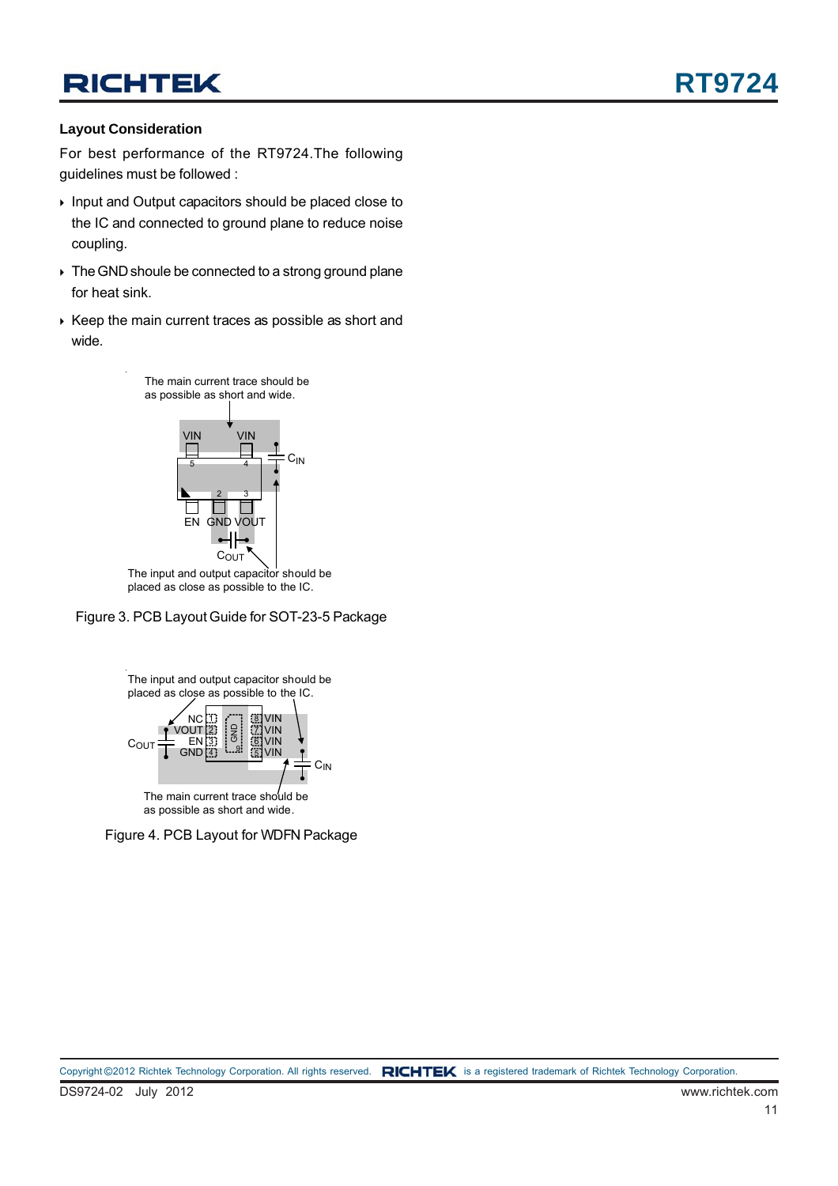### Layout Consideration

For best performance of the RT9724.The following guidelines must be followed :

- Input and Output capacitors should be placed close to the IC and connected to ground plane to reduce noise coupling.
- The GND shoule be connected to a strong ground plane for heat sink.
- Keep the main current traces as possible as short and wide.

The main current trace should be as possible as short and wide.

VIN VIN $C_{IN}$ 5 4 2 3 EN GND VOUT $C_{OUT}$

The input and output capacitor should be placed as close as possible to the IC.

Figure 3. PCB Layout Guide for SOT-23-5 Package

The input and output capacitor should be placed as close as possible to the IC.

NC 1, VOUT 2, EN 3, GND 4, GND 9, VIN 8, VIN 7, VIN 6, VIN 5, $C_{OUT}$, $C_{IN}$

The main current trace should be as possible as short and wide.

Figure 4. PCB Layout for WDFN Package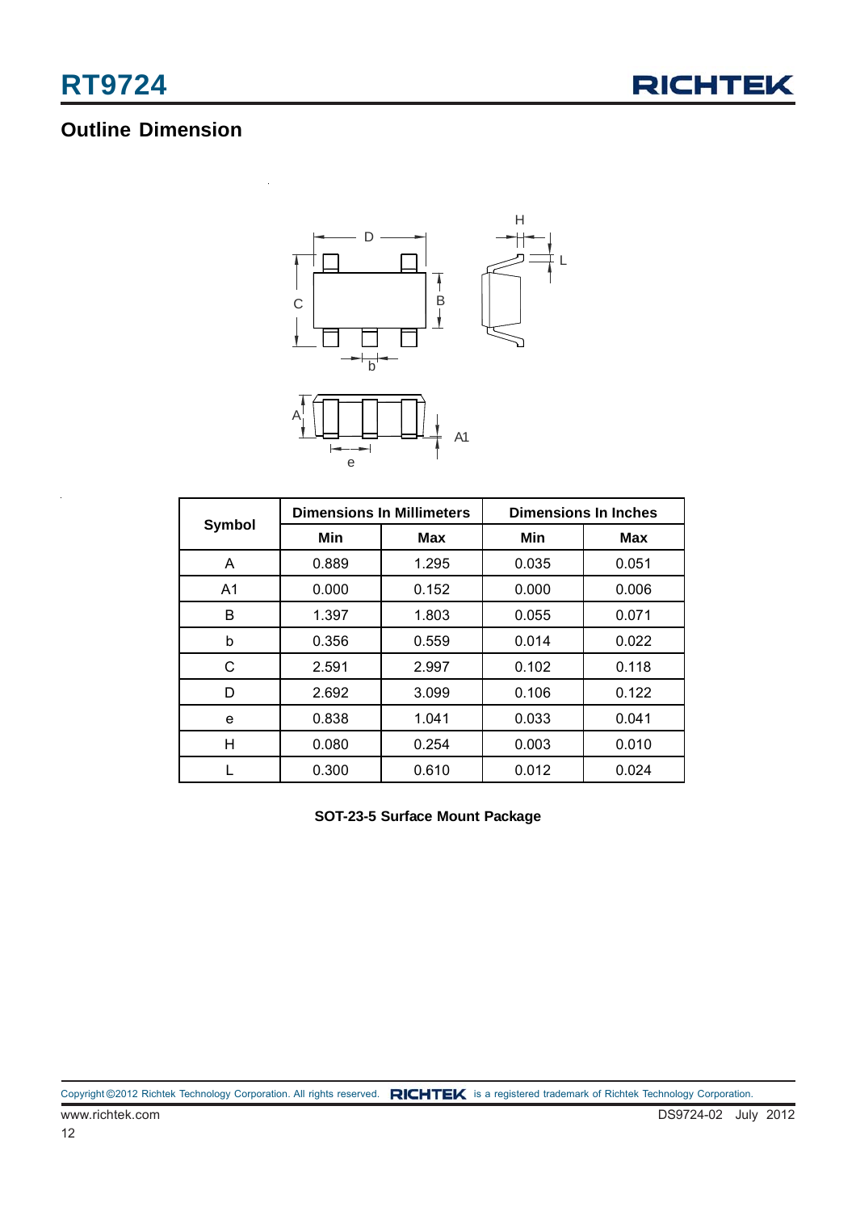## Outline Dimension

| Symbol | Dimensions In Millimeters | | Dimensions In Inches | |
|---|---|---|---|---|
| | Min | Max | Min | Max |
| A | 0.889 | 1.295 | 0.035 | 0.051 |
| A1 | 0.000 | 0.152 | 0.000 | 0.006 |
| B | 1.397 | 1.803 | 0.055 | 0.071 |
| b | 0.356 | 0.559 | 0.014 | 0.022 |
| C | 2.591 | 2.997 | 0.102 | 0.118 |
| D | 2.692 | 3.099 | 0.106 | 0.122 |
| e | 0.838 | 1.041 | 0.033 | 0.041 |
| H | 0.080 | 0.254 | 0.003 | 0.010 |
| L | 0.300 | 0.610 | 0.012 | 0.024 |

**SOT-23-5 Surface Mount Package**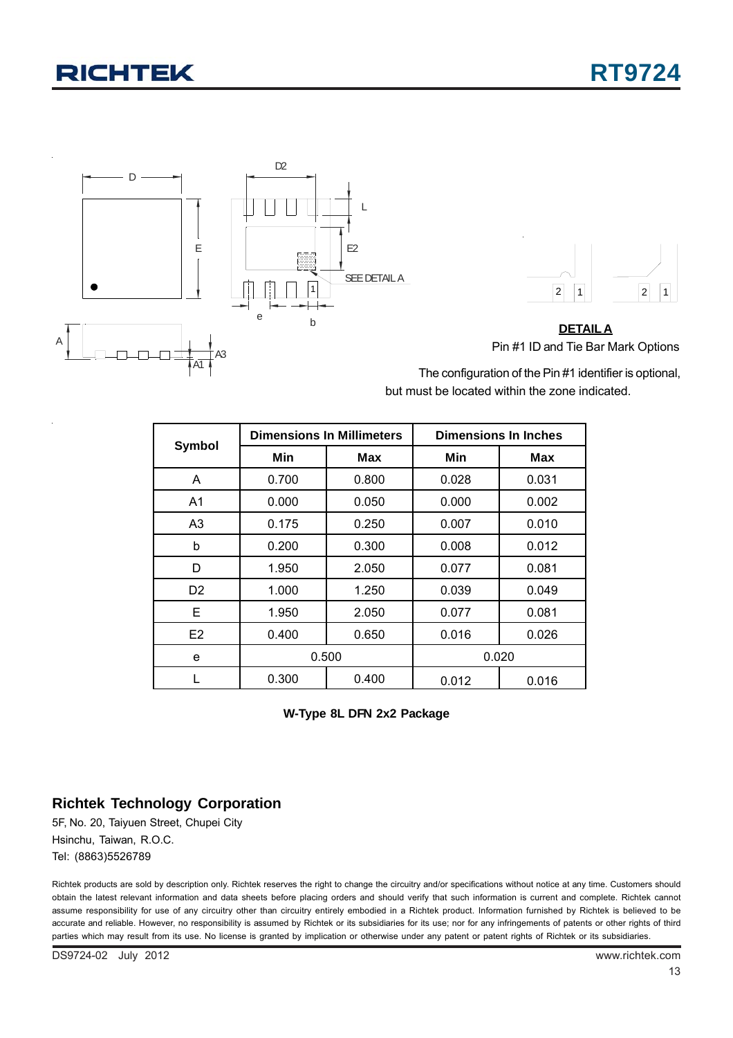DETAIL A

Pin #1 ID and Tie Bar Mark Options

The configuration of the Pin #1 identifier is optional, but must be located within the zone indicated.

| Symbol | Dimensions In Millimeters | | Dimensions In Inches | |
|---|---|---|---|---|
| | Min | Max | Min | Max |
| A | 0.700 | 0.800 | 0.028 | 0.031 |
| A1 | 0.000 | 0.050 | 0.000 | 0.002 |
| A3 | 0.175 | 0.250 | 0.007 | 0.010 |
| b | 0.200 | 0.300 | 0.008 | 0.012 |
| D | 1.950 | 2.050 | 0.077 | 0.081 |
| D2 | 1.000 | 1.250 | 0.039 | 0.049 |
| E | 1.950 | 2.050 | 0.077 | 0.081 |
| E2 | 0.400 | 0.650 | 0.016 | 0.026 |
| e | 0.500 | | 0.020 | |
| L | 0.300 | 0.400 | 0.012 | 0.016 |

**W-Type 8L DFN 2x2 Package**

## Richtek Technology Corporation

5F, No. 20, Taiyuen Street, Chupei City
Hsinchu, Taiwan, R.O.C.
Tel: (8863)5526789

Richtek products are sold by description only. Richtek reserves the right to change the circuitry and/or specifications without notice at any time. Customers should obtain the latest relevant information and data sheets before placing orders and should verify that such information is current and complete. Richtek cannot assume responsibility for use of any circuitry other than circuitry entirely embodied in a Richtek product. Information furnished by Richtek is believed to be accurate and reliable. However, no responsibility is assumed by Richtek or its subsidiaries for its use; nor for any infringements of patents or other rights of third parties which may result from its use. No license is granted by implication or otherwise under any patent or patent rights of Richtek or its subsidiaries.